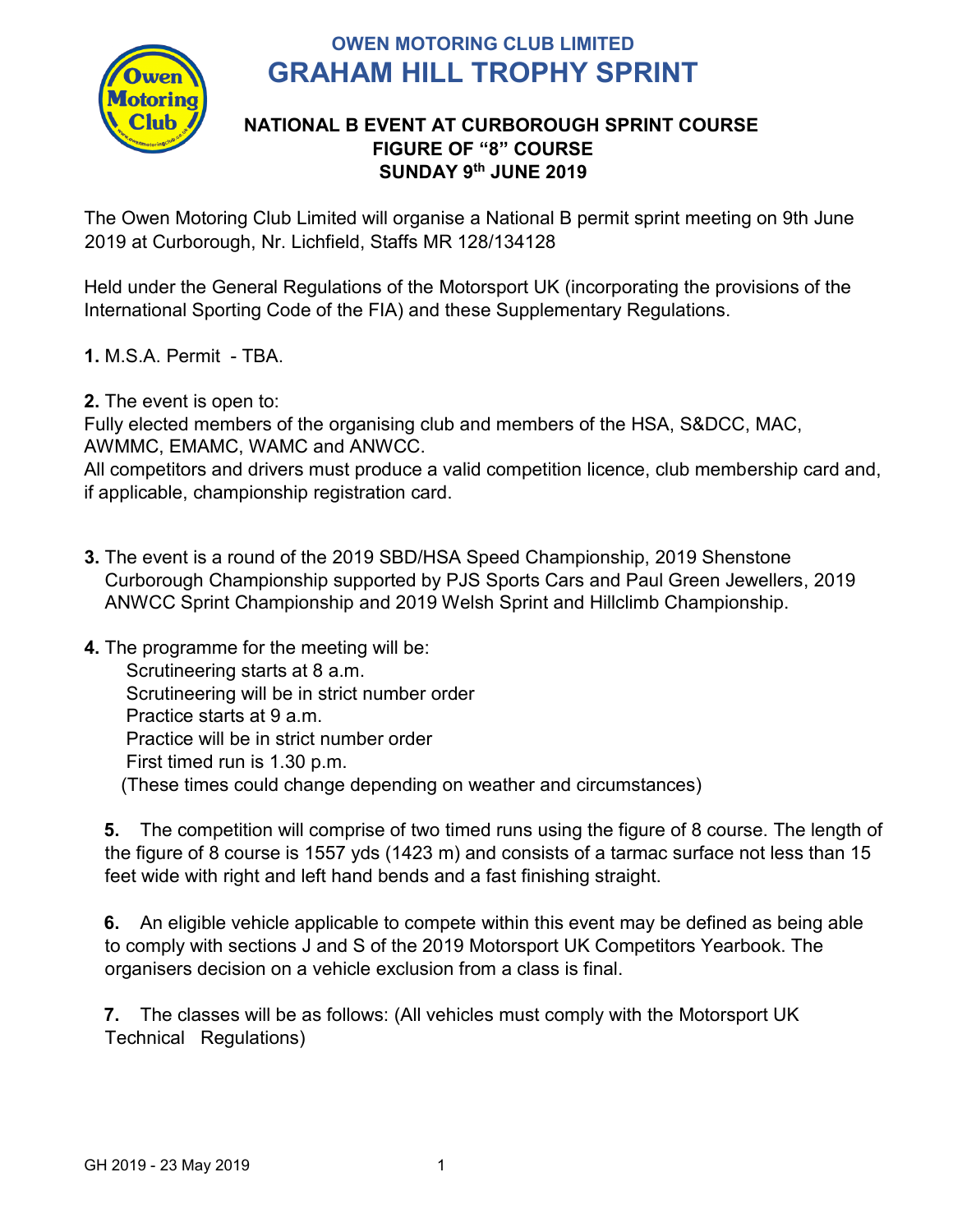## OWEN MOTORING CLUB LIMITED

# GRAHAM HILL TROPHY SPRINT

### NATIONAL B EVENT AT CURBOROUGH SPRINT COURSE
### FIGURE OF "8" COURSE
### SUNDAY 9th JUNE 2019

The Owen Motoring Club Limited will organise a National B permit sprint meeting on 9th June 2019 at Curborough, Nr. Lichfield, Staffs MR 128/134128

Held under the General Regulations of the Motorsport UK (incorporating the provisions of the International Sporting Code of the FIA) and these Supplementary Regulations.

**1.** M.S.A. Permit - TBA.

**2.** The event is open to:
Fully elected members of the organising club and members of the HSA, S&DCC, MAC, AWMMC, EMAMC, WAMC and ANWCC.
All competitors and drivers must produce a valid competition licence, club membership card and, if applicable, championship registration card.

**3.** The event is a round of the 2019 SBD/HSA Speed Championship, 2019 Shenstone Curborough Championship supported by PJS Sports Cars and Paul Green Jewellers, 2019 ANWCC Sprint Championship and 2019 Welsh Sprint and Hillclimb Championship.

**4.** The programme for the meeting will be:
Scrutineering starts at 8 a.m.
Scrutineering will be in strict number order
Practice starts at 9 a.m.
Practice will be in strict number order
First timed run is 1.30 p.m.
(These times could change depending on weather and circumstances)

**5.** The competition will comprise of two timed runs using the figure of 8 course. The length of the figure of 8 course is 1557 yds (1423 m) and consists of a tarmac surface not less than 15 feet wide with right and left hand bends and a fast finishing straight.

**6.** An eligible vehicle applicable to compete within this event may be defined as being able to comply with sections J and S of the 2019 Motorsport UK Competitors Yearbook. The organisers decision on a vehicle exclusion from a class is final.

**7.** The classes will be as follows: (All vehicles must comply with the Motorsport UK Technical Regulations)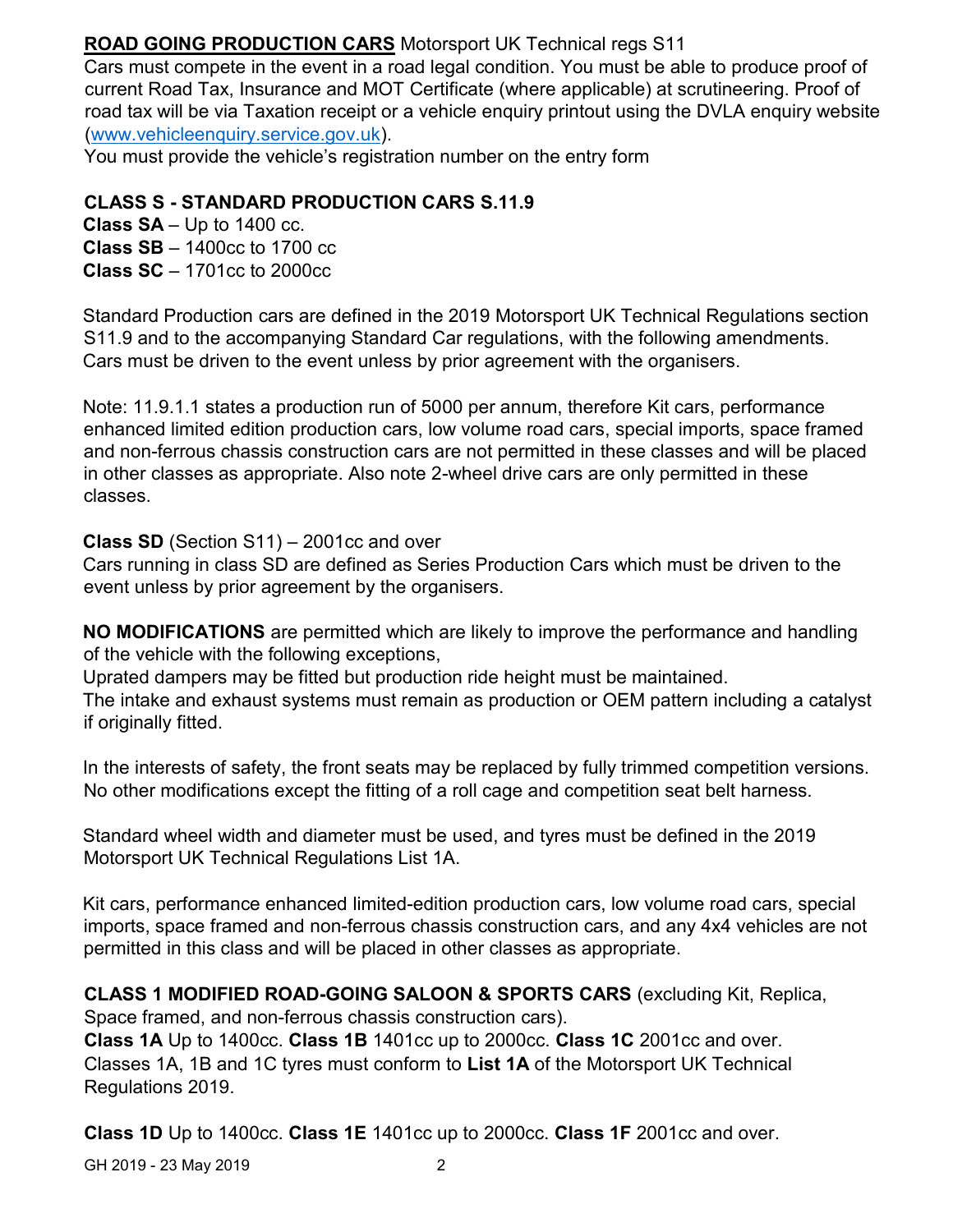**ROAD GOING PRODUCTION CARS** Motorsport UK Technical regs S11

Cars must compete in the event in a road legal condition. You must be able to produce proof of current Road Tax, Insurance and MOT Certificate (where applicable) at scrutineering. Proof of road tax will be via Taxation receipt or a vehicle enquiry printout using the DVLA enquiry website (www.vehicleenquiry.service.gov.uk).

You must provide the vehicle's registration number on the entry form

**CLASS S - STANDARD PRODUCTION CARS S.11.9**

**Class SA** – Up to 1400 cc.
**Class SB** – 1400cc to 1700 cc
**Class SC** – 1701cc to 2000cc

Standard Production cars are defined in the 2019 Motorsport UK Technical Regulations section S11.9 and to the accompanying Standard Car regulations, with the following amendments. Cars must be driven to the event unless by prior agreement with the organisers.

Note: 11.9.1.1 states a production run of 5000 per annum, therefore Kit cars, performance enhanced limited edition production cars, low volume road cars, special imports, space framed and non-ferrous chassis construction cars are not permitted in these classes and will be placed in other classes as appropriate. Also note 2-wheel drive cars are only permitted in these classes.

**Class SD** (Section S11) – 2001cc and over

Cars running in class SD are defined as Series Production Cars which must be driven to the event unless by prior agreement by the organisers.

**NO MODIFICATIONS** are permitted which are likely to improve the performance and handling of the vehicle with the following exceptions,

Uprated dampers may be fitted but production ride height must be maintained.

The intake and exhaust systems must remain as production or OEM pattern including a catalyst if originally fitted.

In the interests of safety, the front seats may be replaced by fully trimmed competition versions. No other modifications except the fitting of a roll cage and competition seat belt harness.

Standard wheel width and diameter must be used, and tyres must be defined in the 2019 Motorsport UK Technical Regulations List 1A.

Kit cars, performance enhanced limited-edition production cars, low volume road cars, special imports, space framed and non-ferrous chassis construction cars, and any 4x4 vehicles are not permitted in this class and will be placed in other classes as appropriate.

**CLASS 1 MODIFIED ROAD-GOING SALOON & SPORTS CARS** (excluding Kit, Replica, Space framed, and non-ferrous chassis construction cars).

**Class 1A** Up to 1400cc. **Class 1B** 1401cc up to 2000cc. **Class 1C** 2001cc and over.

Classes 1A, 1B and 1C tyres must conform to **List 1A** of the Motorsport UK Technical Regulations 2019.

**Class 1D** Up to 1400cc. **Class 1E** 1401cc up to 2000cc. **Class 1F** 2001cc and over.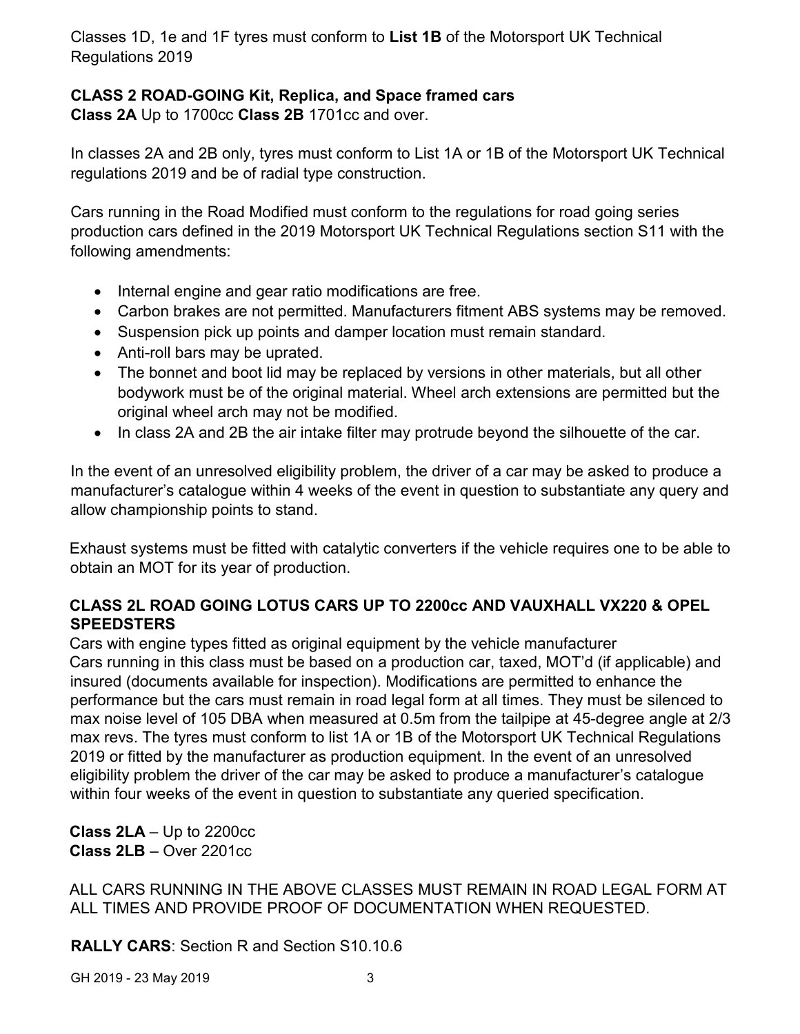Classes 1D, 1e and 1F tyres must conform to **List 1B** of the Motorsport UK Technical Regulations 2019

**CLASS 2 ROAD-GOING Kit, Replica, and Space framed cars**
**Class 2A** Up to 1700cc **Class 2B** 1701cc and over.

In classes 2A and 2B only, tyres must conform to List 1A or 1B of the Motorsport UK Technical regulations 2019 and be of radial type construction.

Cars running in the Road Modified must conform to the regulations for road going series production cars defined in the 2019 Motorsport UK Technical Regulations section S11 with the following amendments:

- Internal engine and gear ratio modifications are free.
- Carbon brakes are not permitted. Manufacturers fitment ABS systems may be removed.
- Suspension pick up points and damper location must remain standard.
- Anti-roll bars may be uprated.
- The bonnet and boot lid may be replaced by versions in other materials, but all other bodywork must be of the original material. Wheel arch extensions are permitted but the original wheel arch may not be modified.
- In class 2A and 2B the air intake filter may protrude beyond the silhouette of the car.

In the event of an unresolved eligibility problem, the driver of a car may be asked to produce a manufacturer's catalogue within 4 weeks of the event in question to substantiate any query and allow championship points to stand.

Exhaust systems must be fitted with catalytic converters if the vehicle requires one to be able to obtain an MOT for its year of production.

**CLASS 2L ROAD GOING LOTUS CARS UP TO 2200cc AND VAUXHALL VX220 & OPEL SPEEDSTERS**
Cars with engine types fitted as original equipment by the vehicle manufacturer
Cars running in this class must be based on a production car, taxed, MOT'd (if applicable) and insured (documents available for inspection). Modifications are permitted to enhance the performance but the cars must remain in road legal form at all times. They must be silenced to max noise level of 105 DBA when measured at 0.5m from the tailpipe at 45-degree angle at 2/3 max revs. The tyres must conform to list 1A or 1B of the Motorsport UK Technical Regulations 2019 or fitted by the manufacturer as production equipment. In the event of an unresolved eligibility problem the driver of the car may be asked to produce a manufacturer's catalogue within four weeks of the event in question to substantiate any queried specification.

**Class 2LA** – Up to 2200cc
**Class 2LB** – Over 2201cc

ALL CARS RUNNING IN THE ABOVE CLASSES MUST REMAIN IN ROAD LEGAL FORM AT ALL TIMES AND PROVIDE PROOF OF DOCUMENTATION WHEN REQUESTED.

**RALLY CARS**: Section R and Section S10.10.6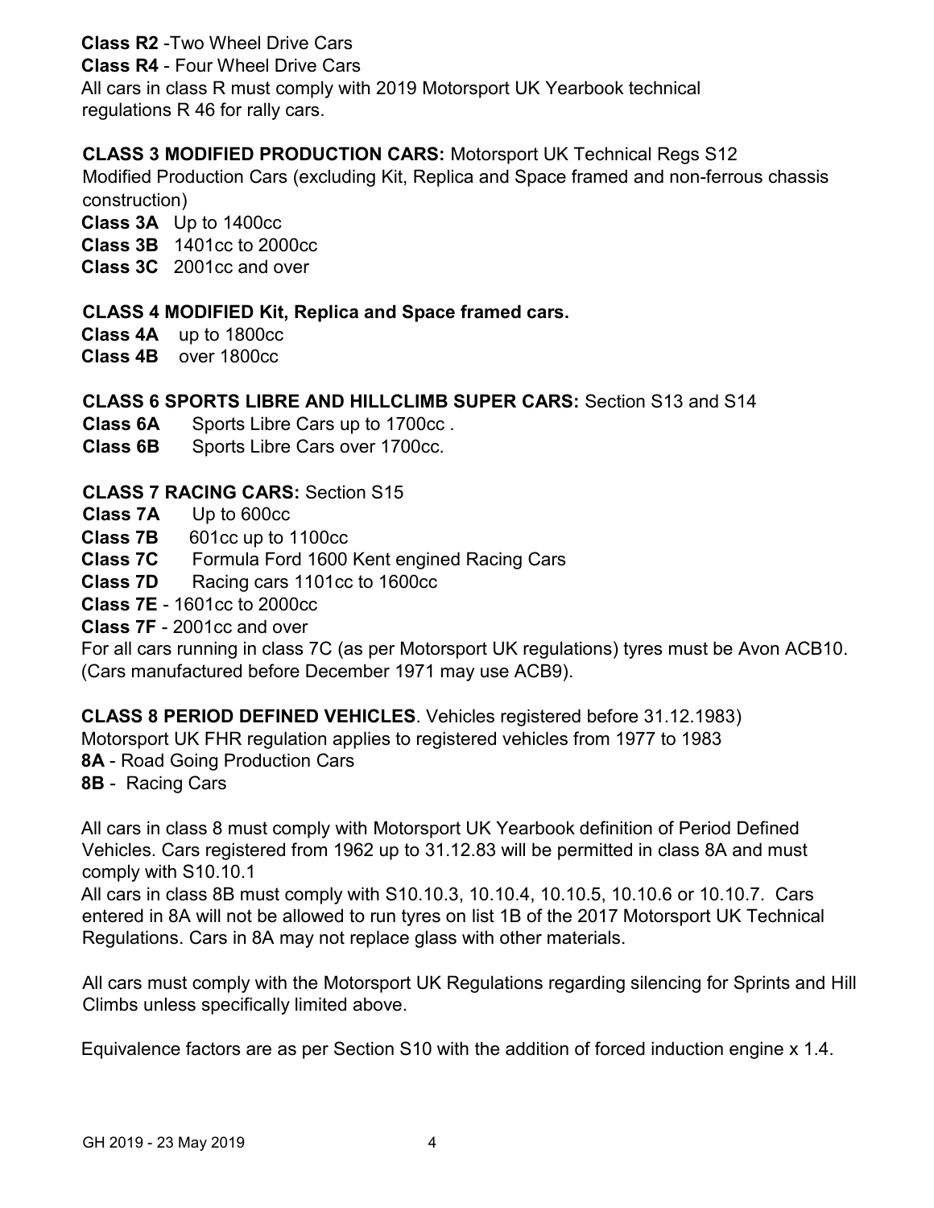**Class R2** -Two Wheel Drive Cars
**Class R4** - Four Wheel Drive Cars
All cars in class R must comply with 2019 Motorsport UK Yearbook technical regulations R 46 for rally cars.

**CLASS 3 MODIFIED PRODUCTION CARS:** Motorsport UK Technical Regs S12
Modified Production Cars (excluding Kit, Replica and Space framed and non-ferrous chassis construction)
**Class 3A** Up to 1400cc
**Class 3B** 1401cc to 2000cc
**Class 3C** 2001cc and over

**CLASS 4 MODIFIED Kit, Replica and Space framed cars.**
**Class 4A** up to 1800cc
**Class 4B** over 1800cc

**CLASS 6 SPORTS LIBRE AND HILLCLIMB SUPER CARS:** Section S13 and S14
**Class 6A** Sports Libre Cars up to 1700cc .
**Class 6B** Sports Libre Cars over 1700cc.

**CLASS 7 RACING CARS:** Section S15
**Class 7A** Up to 600cc
**Class 7B** 601cc up to 1100cc
**Class 7C** Formula Ford 1600 Kent engined Racing Cars
**Class 7D** Racing cars 1101cc to 1600cc
**Class 7E** - 1601cc to 2000cc
**Class 7F** - 2001cc and over
For all cars running in class 7C (as per Motorsport UK regulations) tyres must be Avon ACB10. (Cars manufactured before December 1971 may use ACB9).

**CLASS 8 PERIOD DEFINED VEHICLES**. Vehicles registered before 31.12.1983)
Motorsport UK FHR regulation applies to registered vehicles from 1977 to 1983
**8A** - Road Going Production Cars
**8B** - Racing Cars

All cars in class 8 must comply with Motorsport UK Yearbook definition of Period Defined Vehicles. Cars registered from 1962 up to 31.12.83 will be permitted in class 8A and must comply with S10.10.1
All cars in class 8B must comply with S10.10.3, 10.10.4, 10.10.5, 10.10.6 or 10.10.7. Cars entered in 8A will not be allowed to run tyres on list 1B of the 2017 Motorsport UK Technical Regulations. Cars in 8A may not replace glass with other materials.

All cars must comply with the Motorsport UK Regulations regarding silencing for Sprints and Hill Climbs unless specifically limited above.

Equivalence factors are as per Section S10 with the addition of forced induction engine x 1.4.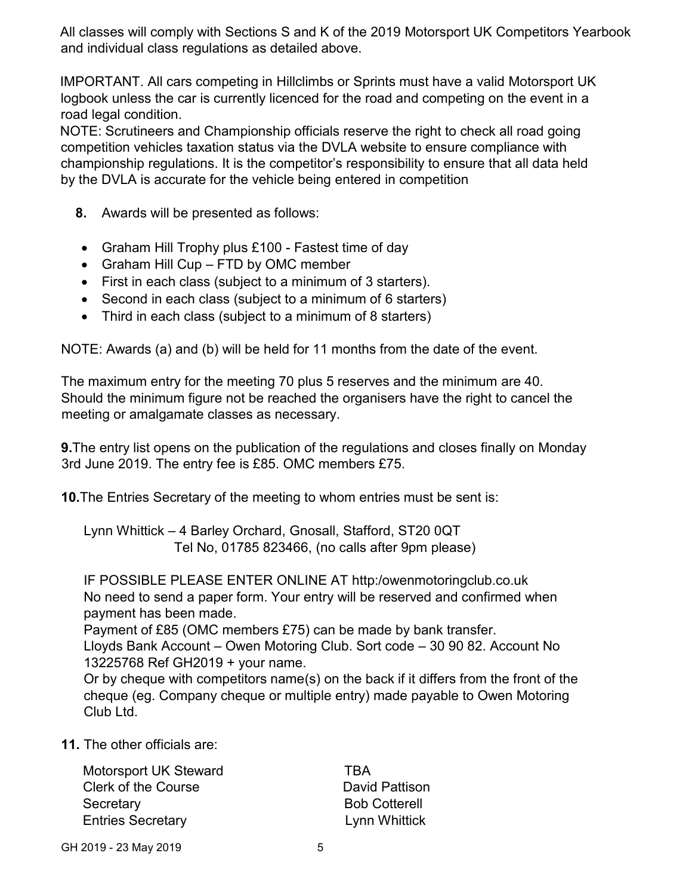All classes will comply with Sections S and K of the 2019 Motorsport UK Competitors Yearbook and individual class regulations as detailed above.

IMPORTANT. All cars competing in Hillclimbs or Sprints must have a valid Motorsport UK logbook unless the car is currently licenced for the road and competing on the event in a road legal condition.

NOTE: Scrutineers and Championship officials reserve the right to check all road going competition vehicles taxation status via the DVLA website to ensure compliance with championship regulations. It is the competitor's responsibility to ensure that all data held by the DVLA is accurate for the vehicle being entered in competition

**8.** Awards will be presented as follows:

- Graham Hill Trophy plus £100 - Fastest time of day
- Graham Hill Cup – FTD by OMC member
- First in each class (subject to a minimum of 3 starters).
- Second in each class (subject to a minimum of 6 starters)
- Third in each class (subject to a minimum of 8 starters)

NOTE: Awards (a) and (b) will be held for 11 months from the date of the event.

The maximum entry for the meeting 70 plus 5 reserves and the minimum are 40. Should the minimum figure not be reached the organisers have the right to cancel the meeting or amalgamate classes as necessary.

**9.** The entry list opens on the publication of the regulations and closes finally on Monday 3rd June 2019. The entry fee is £85. OMC members £75.

**10.** The Entries Secretary of the meeting to whom entries must be sent is:

Lynn Whittick – 4 Barley Orchard, Gnosall, Stafford, ST20 0QT
Tel No, 01785 823466, (no calls after 9pm please)

IF POSSIBLE PLEASE ENTER ONLINE AT http:/owenmotoringclub.co.uk
No need to send a paper form. Your entry will be reserved and confirmed when payment has been made.
Payment of £85 (OMC members £75) can be made by bank transfer.
Lloyds Bank Account – Owen Motoring Club. Sort code – 30 90 82. Account No 13225768 Ref GH2019 + your name.
Or by cheque with competitors name(s) on the back if it differs from the front of the cheque (eg. Company cheque or multiple entry) made payable to Owen Motoring Club Ltd.

**11.** The other officials are:

| | |
|---|---|
| Motorsport UK Steward | TBA |
| Clerk of the Course | David Pattison |
| Secretary | Bob Cotterell |
| Entries Secretary | Lynn Whittick |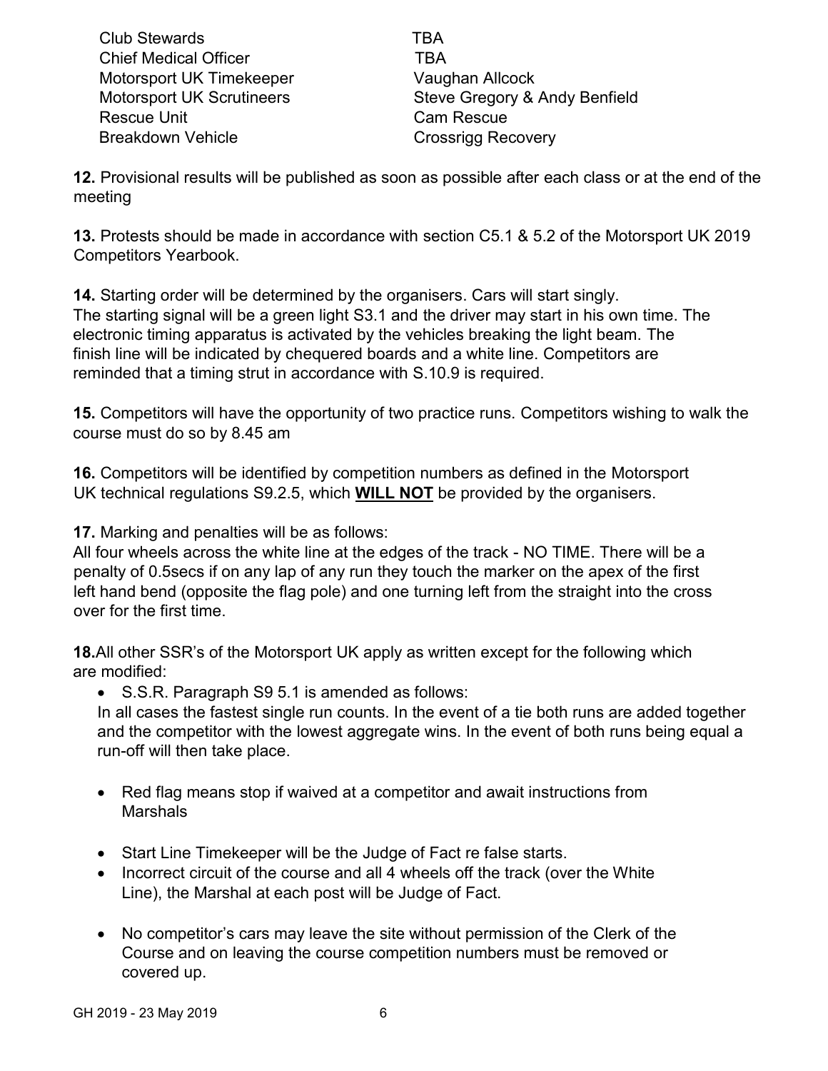| | |
|---|---|
| Club Stewards | TBA |
| Chief Medical Officer | TBA |
| Motorsport UK Timekeeper | Vaughan Allcock |
| Motorsport UK Scrutineers | Steve Gregory & Andy Benfield |
| Rescue Unit | Cam Rescue |
| Breakdown Vehicle | Crossrigg Recovery |

**12.** Provisional results will be published as soon as possible after each class or at the end of the meeting

**13.** Protests should be made in accordance with section C5.1 & 5.2 of the Motorsport UK 2019 Competitors Yearbook.

**14.** Starting order will be determined by the organisers. Cars will start singly. The starting signal will be a green light S3.1 and the driver may start in his own time. The electronic timing apparatus is activated by the vehicles breaking the light beam. The finish line will be indicated by chequered boards and a white line. Competitors are reminded that a timing strut in accordance with S.10.9 is required.

**15.** Competitors will have the opportunity of two practice runs. Competitors wishing to walk the course must do so by 8.45 am

**16.** Competitors will be identified by competition numbers as defined in the Motorsport UK technical regulations S9.2.5, which **WILL NOT** be provided by the organisers.

**17.** Marking and penalties will be as follows:
All four wheels across the white line at the edges of the track - NO TIME. There will be a penalty of 0.5secs if on any lap of any run they touch the marker on the apex of the first left hand bend (opposite the flag pole) and one turning left from the straight into the cross over for the first time.

**18.**All other SSR's of the Motorsport UK apply as written except for the following which are modified:

- S.S.R. Paragraph S9 5.1 is amended as follows:
  In all cases the fastest single run counts. In the event of a tie both runs are added together and the competitor with the lowest aggregate wins. In the event of both runs being equal a run-off will then take place.

- Red flag means stop if waived at a competitor and await instructions from Marshals

- Start Line Timekeeper will be the Judge of Fact re false starts.
- Incorrect circuit of the course and all 4 wheels off the track (over the White Line), the Marshal at each post will be Judge of Fact.

- No competitor's cars may leave the site without permission of the Clerk of the Course and on leaving the course competition numbers must be removed or covered up.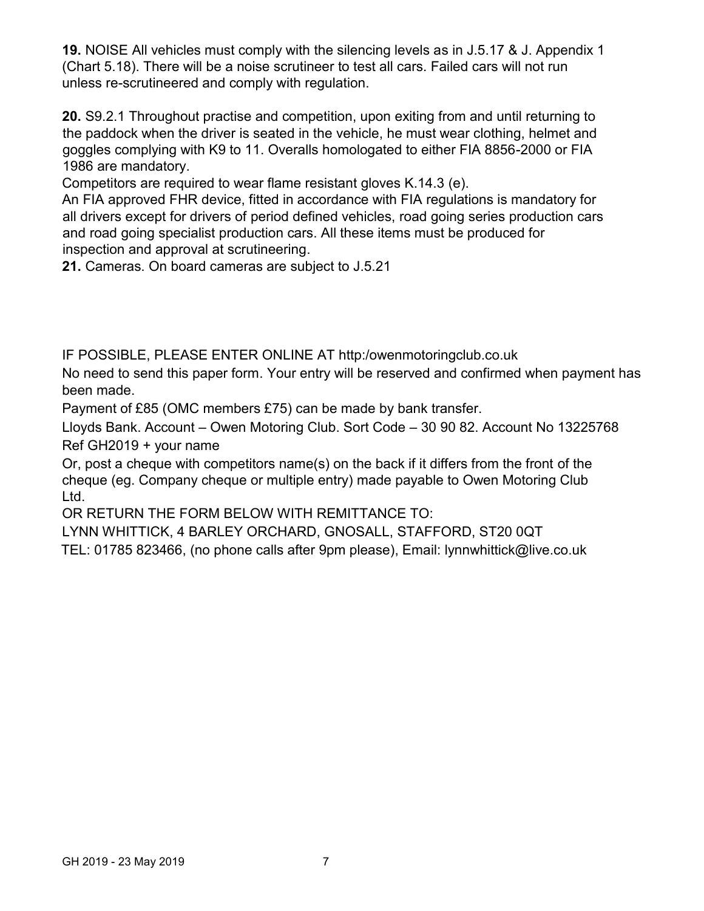**19.** NOISE All vehicles must comply with the silencing levels as in J.5.17 & J. Appendix 1 (Chart 5.18). There will be a noise scrutineer to test all cars. Failed cars will not run unless re-scrutineered and comply with regulation.

**20.** S9.2.1 Throughout practise and competition, upon exiting from and until returning to the paddock when the driver is seated in the vehicle, he must wear clothing, helmet and goggles complying with K9 to 11. Overalls homologated to either FIA 8856-2000 or FIA 1986 are mandatory.

Competitors are required to wear flame resistant gloves K.14.3 (e).

An FIA approved FHR device, fitted in accordance with FIA regulations is mandatory for all drivers except for drivers of period defined vehicles, road going series production cars and road going specialist production cars. All these items must be produced for inspection and approval at scrutineering.

**21.** Cameras. On board cameras are subject to J.5.21

IF POSSIBLE, PLEASE ENTER ONLINE AT http:/owenmotoringclub.co.uk

No need to send this paper form. Your entry will be reserved and confirmed when payment has been made.

Payment of £85 (OMC members £75) can be made by bank transfer.

Lloyds Bank. Account – Owen Motoring Club. Sort Code – 30 90 82. Account No 13225768 Ref GH2019 + your name

Or, post a cheque with competitors name(s) on the back if it differs from the front of the cheque (eg. Company cheque or multiple entry) made payable to Owen Motoring Club Ltd.

OR RETURN THE FORM BELOW WITH REMITTANCE TO:

LYNN WHITTICK, 4 BARLEY ORCHARD, GNOSALL, STAFFORD, ST20 0QT

TEL: 01785 823466, (no phone calls after 9pm please), Email: lynnwhittick@live.co.uk